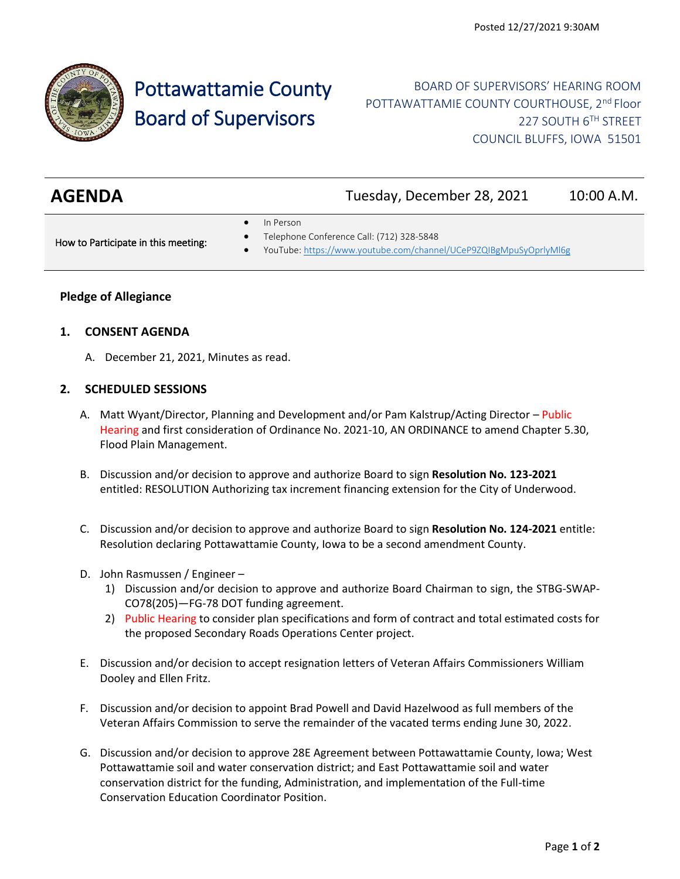Posted 12/27/2021 9:30AM

# Pottawattamie County Board of Supervisors

BOARD OF SUPERVISORS' HEARING ROOM
POTTAWATTAMIE COUNTY COURTHOUSE, 2nd Floor
227 SOUTH 6TH STREET
COUNCIL BLUFFS, IOWA 51501

## AGENDA — Tuesday, December 28, 2021 — 10:00 A.M.

How to Participate in this meeting:

- In Person
- Telephone Conference Call: (712) 328-5848
- YouTube: https://www.youtube.com/channel/UCeP9ZQIBgMpuSyOprlyMl6g

**Pledge of Allegiance**

**1. CONSENT AGENDA**

A. December 21, 2021, Minutes as read.

**2. SCHEDULED SESSIONS**

A. Matt Wyant/Director, Planning and Development and/or Pam Kalstrup/Acting Director – Public Hearing and first consideration of Ordinance No. 2021-10, AN ORDINANCE to amend Chapter 5.30, Flood Plain Management.

B. Discussion and/or decision to approve and authorize Board to sign **Resolution No. 123-2021** entitled: RESOLUTION Authorizing tax increment financing extension for the City of Underwood.

C. Discussion and/or decision to approve and authorize Board to sign **Resolution No. 124-2021** entitle: Resolution declaring Pottawattamie County, Iowa to be a second amendment County.

D. John Rasmussen / Engineer –
   1) Discussion and/or decision to approve and authorize Board Chairman to sign, the STBG-SWAP-CO78(205)—FG-78 DOT funding agreement.
   2) Public Hearing to consider plan specifications and form of contract and total estimated costs for the proposed Secondary Roads Operations Center project.

E. Discussion and/or decision to accept resignation letters of Veteran Affairs Commissioners William Dooley and Ellen Fritz.

F. Discussion and/or decision to appoint Brad Powell and David Hazelwood as full members of the Veteran Affairs Commission to serve the remainder of the vacated terms ending June 30, 2022.

G. Discussion and/or decision to approve 28E Agreement between Pottawattamie County, Iowa; West Pottawattamie soil and water conservation district; and East Pottawattamie soil and water conservation district for the funding, Administration, and implementation of the Full-time Conservation Education Coordinator Position.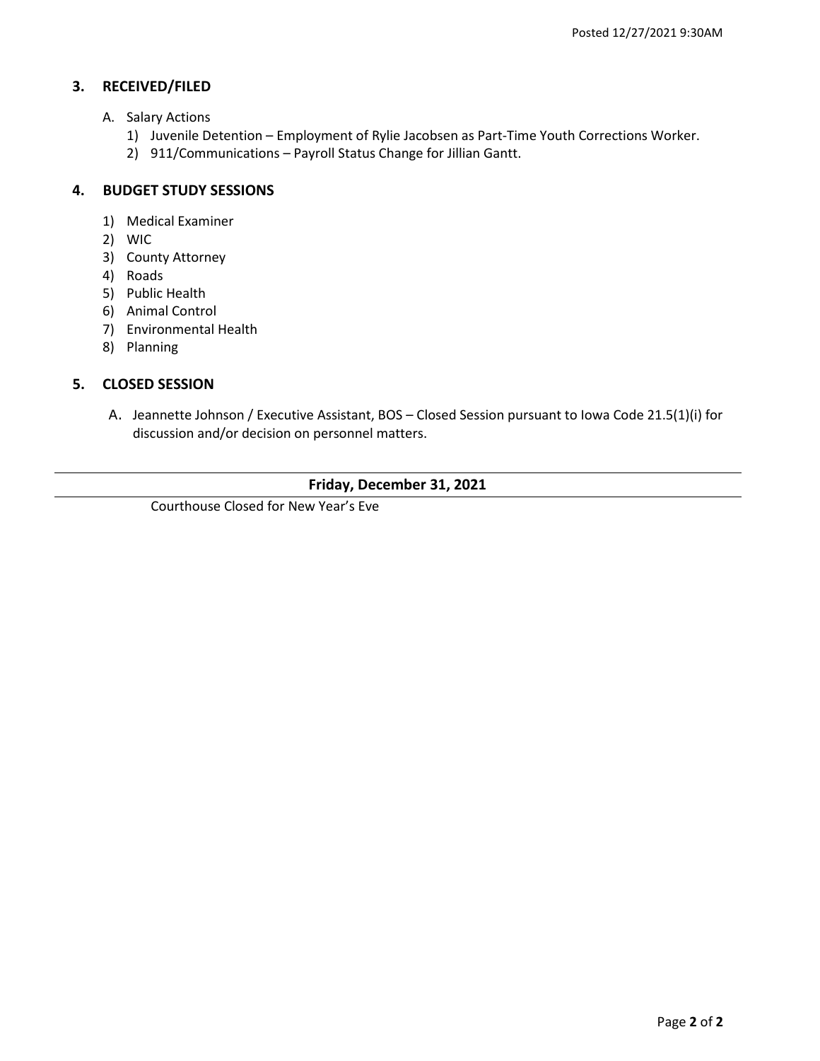Posted 12/27/2021 9:30AM

## 3. RECEIVED/FILED

A. Salary Actions
   1) Juvenile Detention – Employment of Rylie Jacobsen as Part-Time Youth Corrections Worker.
   2) 911/Communications – Payroll Status Change for Jillian Gantt.

## 4. BUDGET STUDY SESSIONS

1) Medical Examiner
2) WIC
3) County Attorney
4) Roads
5) Public Health
6) Animal Control
7) Environmental Health
8) Planning

## 5. CLOSED SESSION

A. Jeannette Johnson / Executive Assistant, BOS – Closed Session pursuant to Iowa Code 21.5(1)(i) for discussion and/or decision on personnel matters.

---

**Friday, December 31, 2021**

---

Courthouse Closed for New Year's Eve